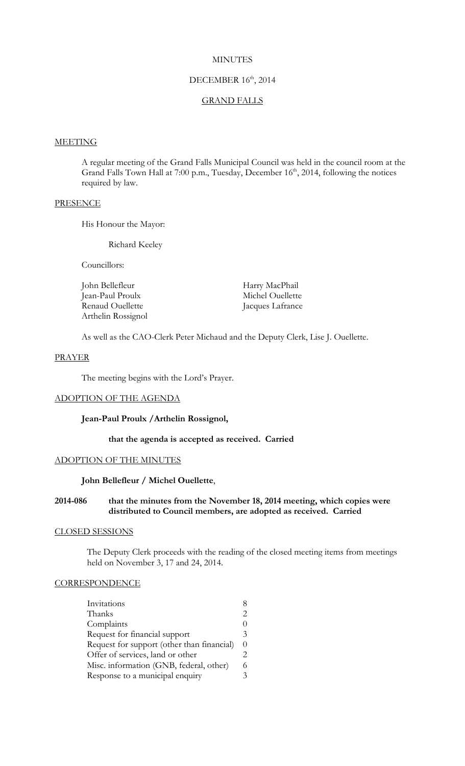# MINUTES

## DECEMBER 16th, 2014

## GRAND FALLS

### MEETING

A regular meeting of the Grand Falls Municipal Council was held in the council room at the Grand Falls Town Hall at 7:00 p.m., Tuesday, December 16th, 2014, following the notices required by law.

### PRESENCE

His Honour the Mayor:

Richard Keeley

Councillors:

| | |
|---|---|
| John Bellefleur | Harry MacPhail |
| Jean-Paul Proulx | Michel Ouellette |
| Renaud Ouellette | Jacques Lafrance |
| Arthelin Rossignol | |

As well as the CAO-Clerk Peter Michaud and the Deputy Clerk, Lise J. Ouellette.

### PRAYER

The meeting begins with the Lord's Prayer.

### ADOPTION OF THE AGENDA

**Jean-Paul Proulx /Arthelin Rossignol,**

**that the agenda is accepted as received. Carried**

### ADOPTION OF THE MINUTES

**John Bellefleur / Michel Ouellette**,

**2014-086 that the minutes from the November 18, 2014 meeting, which copies were distributed to Council members, are adopted as received. Carried**

### CLOSED SESSIONS

The Deputy Clerk proceeds with the reading of the closed meeting items from meetings held on November 3, 17 and 24, 2014.

### CORRESPONDENCE

| | |
|---|---|
| Invitations | 8 |
| Thanks | 2 |
| Complaints | 0 |
| Request for financial support | 3 |
| Request for support (other than financial) | 0 |
| Offer of services, land or other | 2 |
| Misc. information (GNB, federal, other) | 6 |
| Response to a municipal enquiry | 3 |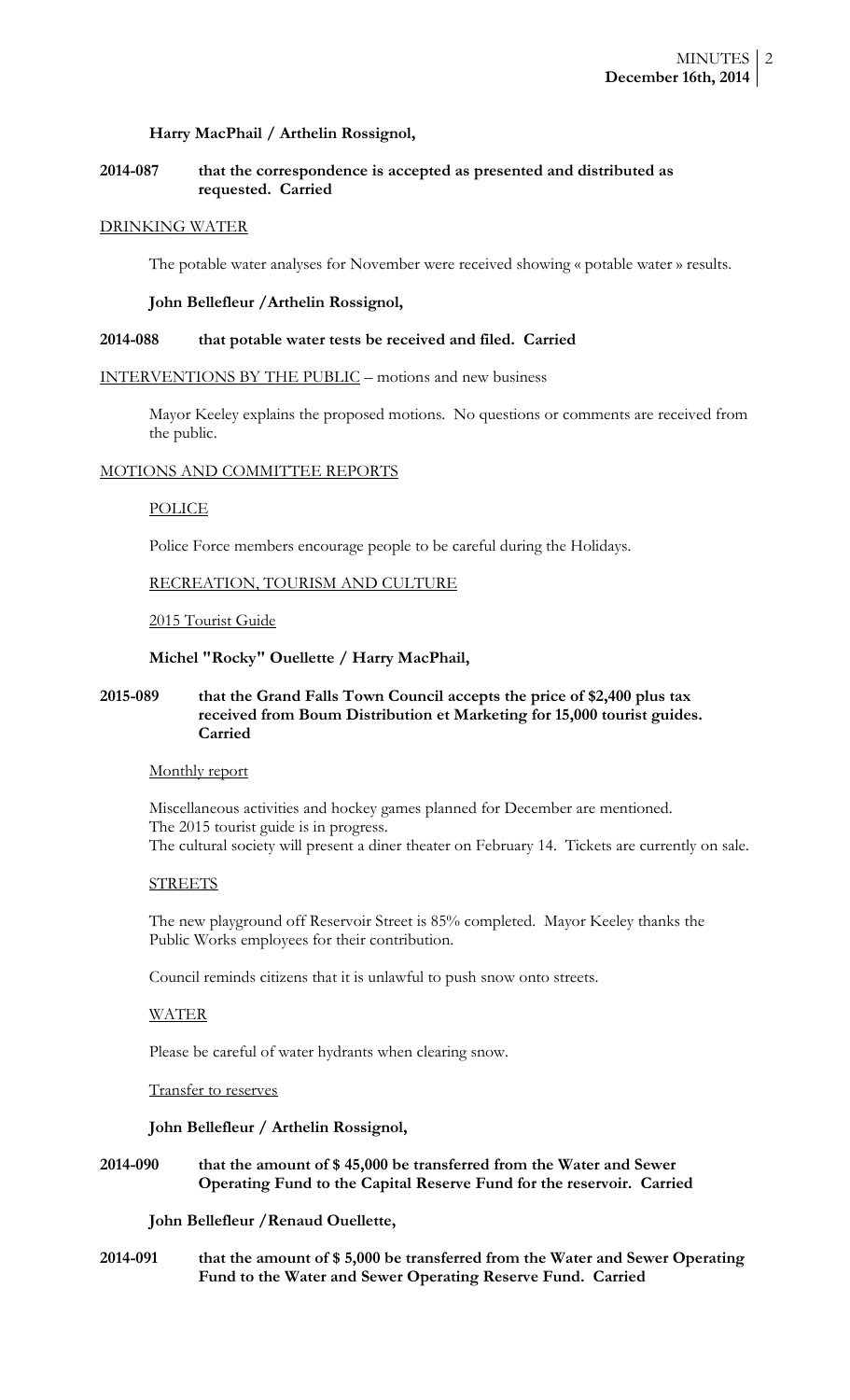**Harry MacPhail / Arthelin Rossignol,**

**2014-087 that the correspondence is accepted as presented and distributed as requested. Carried**

## DRINKING WATER

The potable water analyses for November were received showing « potable water » results.

**John Bellefleur /Arthelin Rossignol,**

**2014-088 that potable water tests be received and filed. Carried**

## INTERVENTIONS BY THE PUBLIC – motions and new business

Mayor Keeley explains the proposed motions. No questions or comments are received from the public.

## MOTIONS AND COMMITTEE REPORTS

### POLICE

Police Force members encourage people to be careful during the Holidays.

### RECREATION, TOURISM AND CULTURE

#### 2015 Tourist Guide

**Michel "Rocky" Ouellette / Harry MacPhail,**

**2015-089 that the Grand Falls Town Council accepts the price of $2,400 plus tax received from Boum Distribution et Marketing for 15,000 tourist guides. Carried**

#### Monthly report

Miscellaneous activities and hockey games planned for December are mentioned.
The 2015 tourist guide is in progress.
The cultural society will present a diner theater on February 14. Tickets are currently on sale.

### STREETS

The new playground off Reservoir Street is 85% completed. Mayor Keeley thanks the Public Works employees for their contribution.

Council reminds citizens that it is unlawful to push snow onto streets.

### WATER

Please be careful of water hydrants when clearing snow.

#### Transfer to reserves

**John Bellefleur / Arthelin Rossignol,**

**2014-090 that the amount of $ 45,000 be transferred from the Water and Sewer Operating Fund to the Capital Reserve Fund for the reservoir. Carried**

**John Bellefleur /Renaud Ouellette,**

**2014-091 that the amount of $ 5,000 be transferred from the Water and Sewer Operating Fund to the Water and Sewer Operating Reserve Fund. Carried**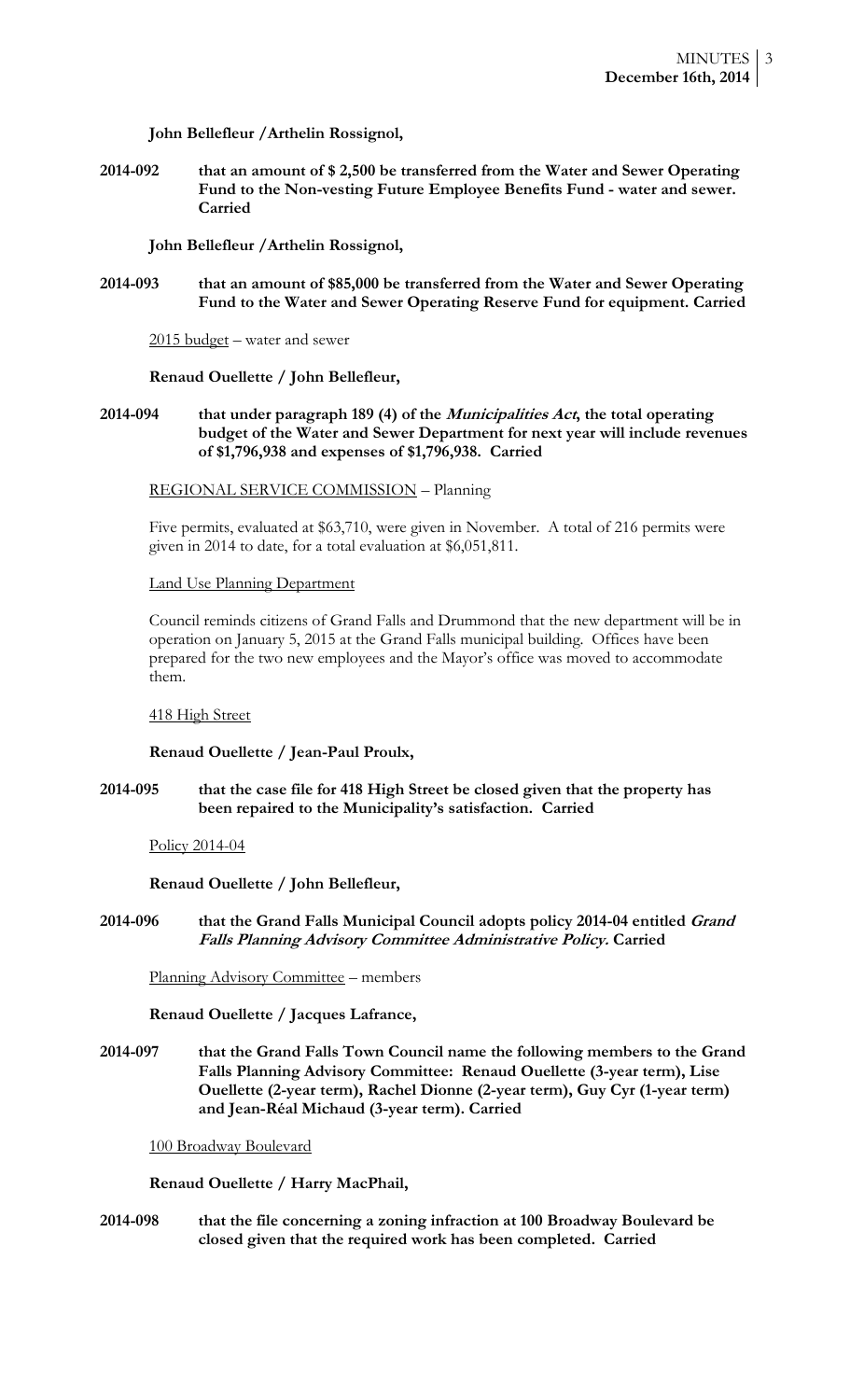**John Bellefleur /Arthelin Rossignol,**

**2014-092** **that an amount of $ 2,500 be transferred from the Water and Sewer Operating Fund to the Non-vesting Future Employee Benefits Fund - water and sewer. Carried**

**John Bellefleur /Arthelin Rossignol,**

**2014-093** **that an amount of $85,000 be transferred from the Water and Sewer Operating Fund to the Water and Sewer Operating Reserve Fund for equipment. Carried**

2015 budget – water and sewer

**Renaud Ouellette / John Bellefleur,**

**2014-094** **that under paragraph 189 (4) of the *Municipalities Act*, the total operating budget of the Water and Sewer Department for next year will include revenues of $1,796,938 and expenses of $1,796,938. Carried**

REGIONAL SERVICE COMMISSION – Planning

Five permits, evaluated at $63,710, were given in November. A total of 216 permits were given in 2014 to date, for a total evaluation at $6,051,811.

Land Use Planning Department

Council reminds citizens of Grand Falls and Drummond that the new department will be in operation on January 5, 2015 at the Grand Falls municipal building. Offices have been prepared for the two new employees and the Mayor's office was moved to accommodate them.

418 High Street

**Renaud Ouellette / Jean-Paul Proulx,**

**2014-095** **that the case file for 418 High Street be closed given that the property has been repaired to the Municipality's satisfaction. Carried**

Policy 2014-04

**Renaud Ouellette / John Bellefleur,**

**2014-096** **that the Grand Falls Municipal Council adopts policy 2014-04 entitled *Grand Falls Planning Advisory Committee Administrative Policy.* Carried**

Planning Advisory Committee – members

**Renaud Ouellette / Jacques Lafrance,**

**2014-097** **that the Grand Falls Town Council name the following members to the Grand Falls Planning Advisory Committee: Renaud Ouellette (3-year term), Lise Ouellette (2-year term), Rachel Dionne (2-year term), Guy Cyr (1-year term) and Jean-Réal Michaud (3-year term). Carried**

100 Broadway Boulevard

**Renaud Ouellette / Harry MacPhail,**

**2014-098** **that the file concerning a zoning infraction at 100 Broadway Boulevard be closed given that the required work has been completed. Carried**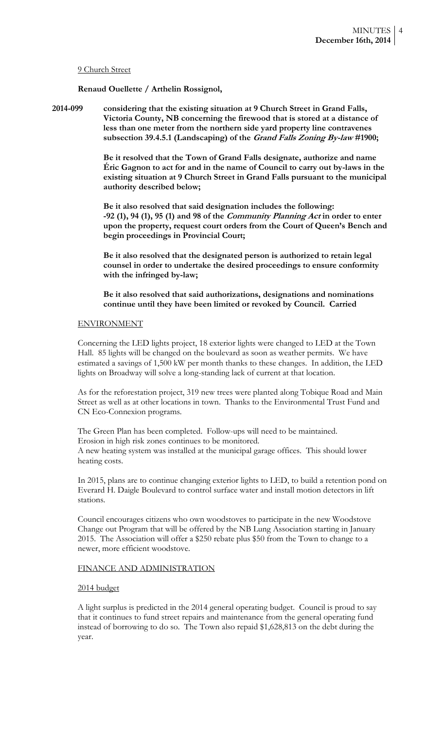9 Church Street

**Renaud Ouellette / Arthelin Rossignol,**

**2014-099** **considering that the existing situation at 9 Church Street in Grand Falls, Victoria County, NB concerning the firewood that is stored at a distance of less than one meter from the northern side yard property line contravenes subsection 39.4.5.1 (Landscaping) of the *Grand Falls Zoning By-law* #1900;**

**Be it resolved that the Town of Grand Falls designate, authorize and name Éric Gagnon to act for and in the name of Council to carry out by-laws in the existing situation at 9 Church Street in Grand Falls pursuant to the municipal authority described below;**

**Be it also resolved that said designation includes the following: -92 (1), 94 (1), 95 (1) and 98 of the *Community Planning Act* in order to enter upon the property, request court orders from the Court of Queen's Bench and begin proceedings in Provincial Court;**

**Be it also resolved that the designated person is authorized to retain legal counsel in order to undertake the desired proceedings to ensure conformity with the infringed by-law;**

**Be it also resolved that said authorizations, designations and nominations continue until they have been limited or revoked by Council. Carried**

ENVIRONMENT

Concerning the LED lights project, 18 exterior lights were changed to LED at the Town Hall. 85 lights will be changed on the boulevard as soon as weather permits. We have estimated a savings of 1,500 kW per month thanks to these changes. In addition, the LED lights on Broadway will solve a long-standing lack of current at that location.

As for the reforestation project, 319 new trees were planted along Tobique Road and Main Street as well as at other locations in town. Thanks to the Environmental Trust Fund and CN Eco-Connexion programs.

The Green Plan has been completed. Follow-ups will need to be maintained.
Erosion in high risk zones continues to be monitored.
A new heating system was installed at the municipal garage offices. This should lower heating costs.

In 2015, plans are to continue changing exterior lights to LED, to build a retention pond on Everard H. Daigle Boulevard to control surface water and install motion detectors in lift stations.

Council encourages citizens who own woodstoves to participate in the new Woodstove Change out Program that will be offered by the NB Lung Association starting in January 2015. The Association will offer a $250 rebate plus $50 from the Town to change to a newer, more efficient woodstove.

FINANCE AND ADMINISTRATION

2014 budget

A light surplus is predicted in the 2014 general operating budget. Council is proud to say that it continues to fund street repairs and maintenance from the general operating fund instead of borrowing to do so. The Town also repaid $1,628,813 on the debt during the year.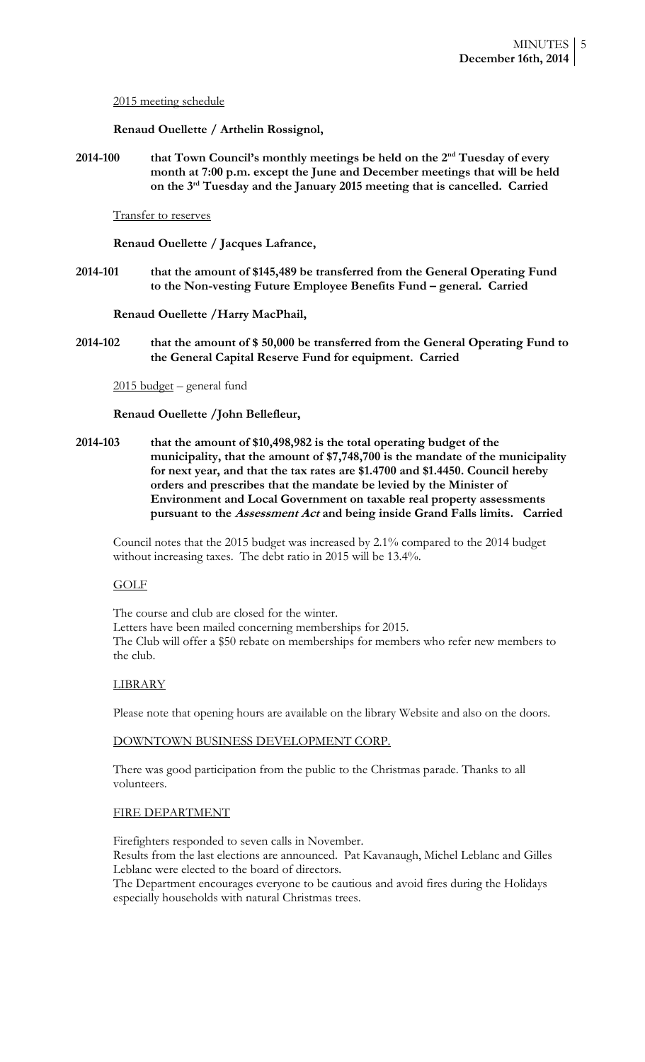2015 meeting schedule

**Renaud Ouellette / Arthelin Rossignol,**

**2014-100** **that Town Council's monthly meetings be held on the 2nd Tuesday of every month at 7:00 p.m. except the June and December meetings that will be held on the 3rd Tuesday and the January 2015 meeting that is cancelled. Carried**

Transfer to reserves

**Renaud Ouellette / Jacques Lafrance,**

**2014-101** **that the amount of $145,489 be transferred from the General Operating Fund to the Non-vesting Future Employee Benefits Fund – general. Carried**

**Renaud Ouellette /Harry MacPhail,**

**2014-102** **that the amount of $ 50,000 be transferred from the General Operating Fund to the General Capital Reserve Fund for equipment. Carried**

2015 budget – general fund

**Renaud Ouellette /John Bellefleur,**

**2014-103** **that the amount of $10,498,982 is the total operating budget of the municipality, that the amount of $7,748,700 is the mandate of the municipality for next year, and that the tax rates are $1.4700 and $1.4450. Council hereby orders and prescribes that the mandate be levied by the Minister of Environment and Local Government on taxable real property assessments pursuant to the *Assessment Act* and being inside Grand Falls limits. Carried**

Council notes that the 2015 budget was increased by 2.1% compared to the 2014 budget without increasing taxes. The debt ratio in 2015 will be 13.4%.

GOLF

The course and club are closed for the winter.
Letters have been mailed concerning memberships for 2015.
The Club will offer a $50 rebate on memberships for members who refer new members to the club.

LIBRARY

Please note that opening hours are available on the library Website and also on the doors.

DOWNTOWN BUSINESS DEVELOPMENT CORP.

There was good participation from the public to the Christmas parade. Thanks to all volunteers.

FIRE DEPARTMENT

Firefighters responded to seven calls in November.
Results from the last elections are announced. Pat Kavanaugh, Michel Leblanc and Gilles Leblanc were elected to the board of directors.
The Department encourages everyone to be cautious and avoid fires during the Holidays especially households with natural Christmas trees.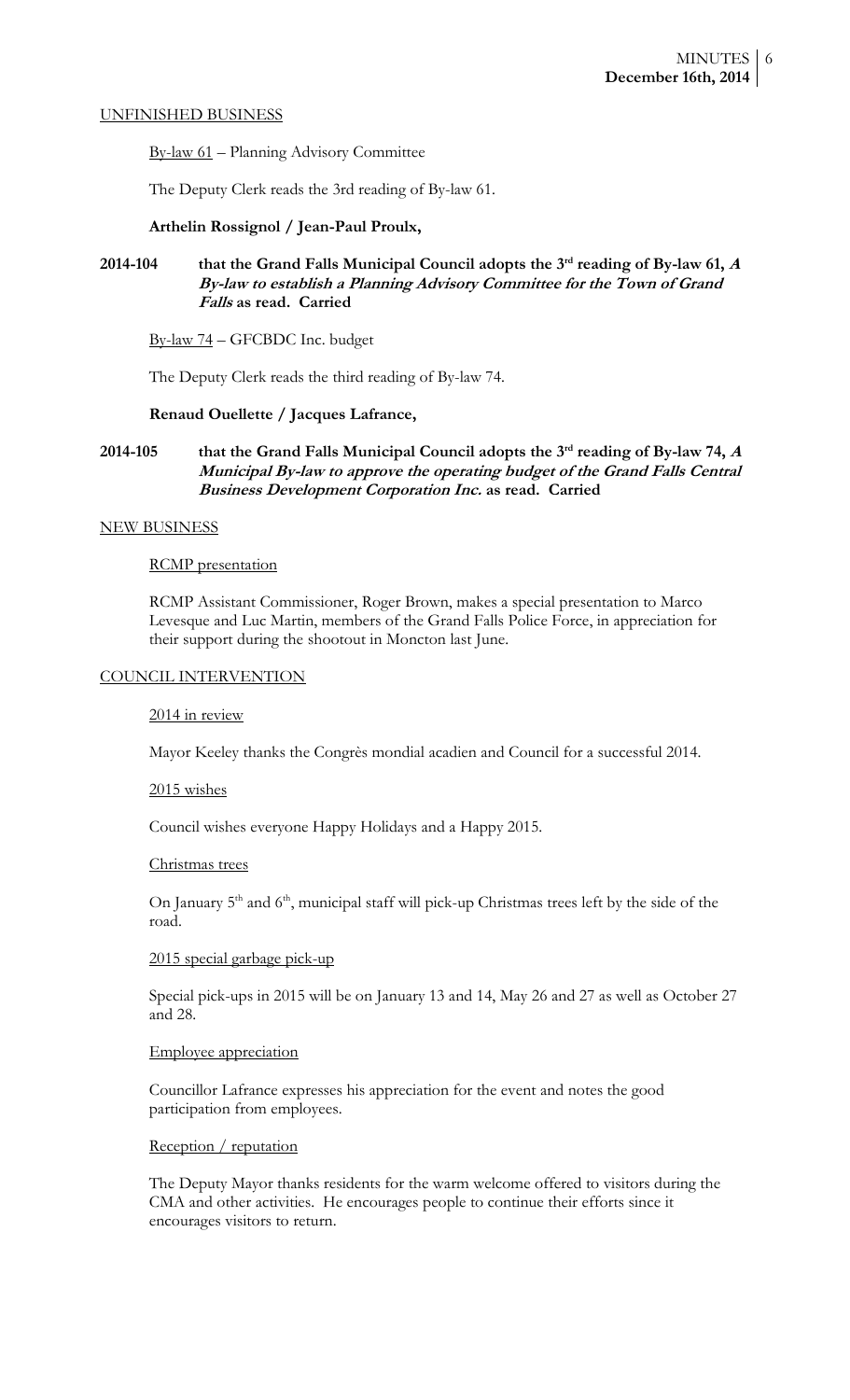## UNFINISHED BUSINESS

By-law 61 – Planning Advisory Committee

The Deputy Clerk reads the 3rd reading of By-law 61.

**Arthelin Rossignol / Jean-Paul Proulx,**

**2014-104 that the Grand Falls Municipal Council adopts the 3rd reading of By-law 61, *A By-law to establish a Planning Advisory Committee for the Town of Grand Falls* as read. Carried**

By-law 74 – GFCBDC Inc. budget

The Deputy Clerk reads the third reading of By-law 74.

**Renaud Ouellette / Jacques Lafrance,**

**2014-105 that the Grand Falls Municipal Council adopts the 3rd reading of By-law 74, *A Municipal By-law to approve the operating budget of the Grand Falls Central Business Development Corporation Inc.* as read. Carried**

## NEW BUSINESS

RCMP presentation

RCMP Assistant Commissioner, Roger Brown, makes a special presentation to Marco Levesque and Luc Martin, members of the Grand Falls Police Force, in appreciation for their support during the shootout in Moncton last June.

## COUNCIL INTERVENTION

2014 in review

Mayor Keeley thanks the Congrès mondial acadien and Council for a successful 2014.

2015 wishes

Council wishes everyone Happy Holidays and a Happy 2015.

Christmas trees

On January 5th and 6th, municipal staff will pick-up Christmas trees left by the side of the road.

2015 special garbage pick-up

Special pick-ups in 2015 will be on January 13 and 14, May 26 and 27 as well as October 27 and 28.

Employee appreciation

Councillor Lafrance expresses his appreciation for the event and notes the good participation from employees.

Reception / reputation

The Deputy Mayor thanks residents for the warm welcome offered to visitors during the CMA and other activities. He encourages people to continue their efforts since it encourages visitors to return.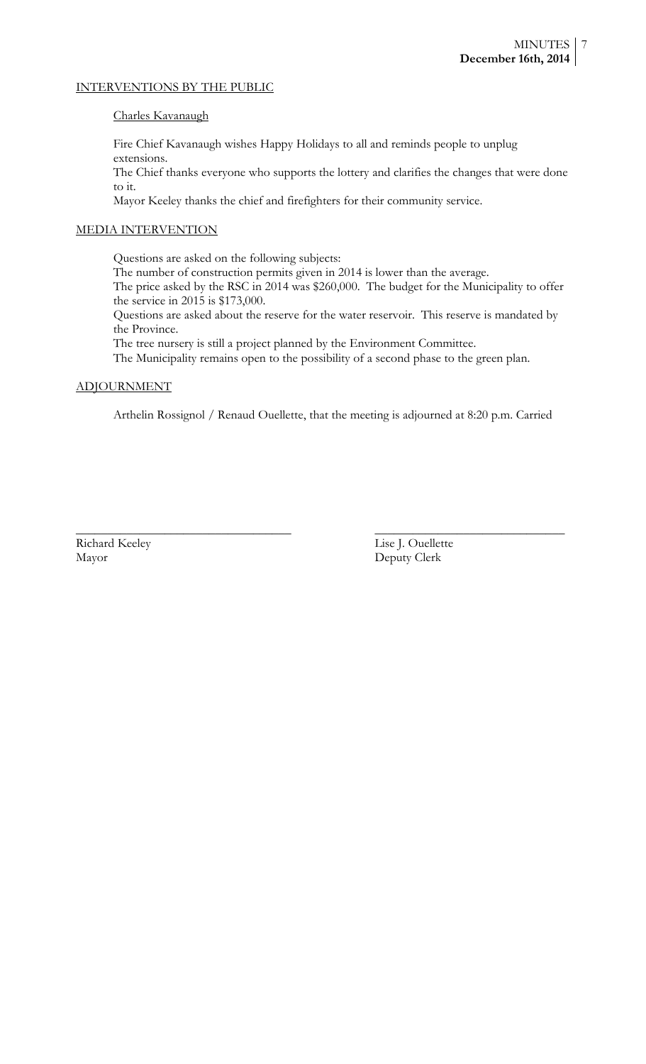INTERVENTIONS BY THE PUBLIC

Charles Kavanaugh

Fire Chief Kavanaugh wishes Happy Holidays to all and reminds people to unplug extensions.
The Chief thanks everyone who supports the lottery and clarifies the changes that were done to it.
Mayor Keeley thanks the chief and firefighters for their community service.

MEDIA INTERVENTION

Questions are asked on the following subjects:
The number of construction permits given in 2014 is lower than the average.
The price asked by the RSC in 2014 was $260,000. The budget for the Municipality to offer the service in 2015 is $173,000.
Questions are asked about the reserve for the water reservoir. This reserve is mandated by the Province.
The tree nursery is still a project planned by the Environment Committee.
The Municipality remains open to the possibility of a second phase to the green plan.

ADJOURNMENT

Arthelin Rossignol / Renaud Ouellette, that the meeting is adjourned at 8:20 p.m. Carried

\_\_\_\_\_\_\_\_\_\_\_\_\_\_\_\_\_\_\_\_\_\_\_\_\_\_\_\_\_\_\_\_\_\_ \_\_\_\_\_\_\_\_\_\_\_\_\_\_\_\_\_\_\_\_\_\_\_\_\_\_\_\_\_\_\_\_

Richard Keeley
Mayor

Lise J. Ouellette
Deputy Clerk